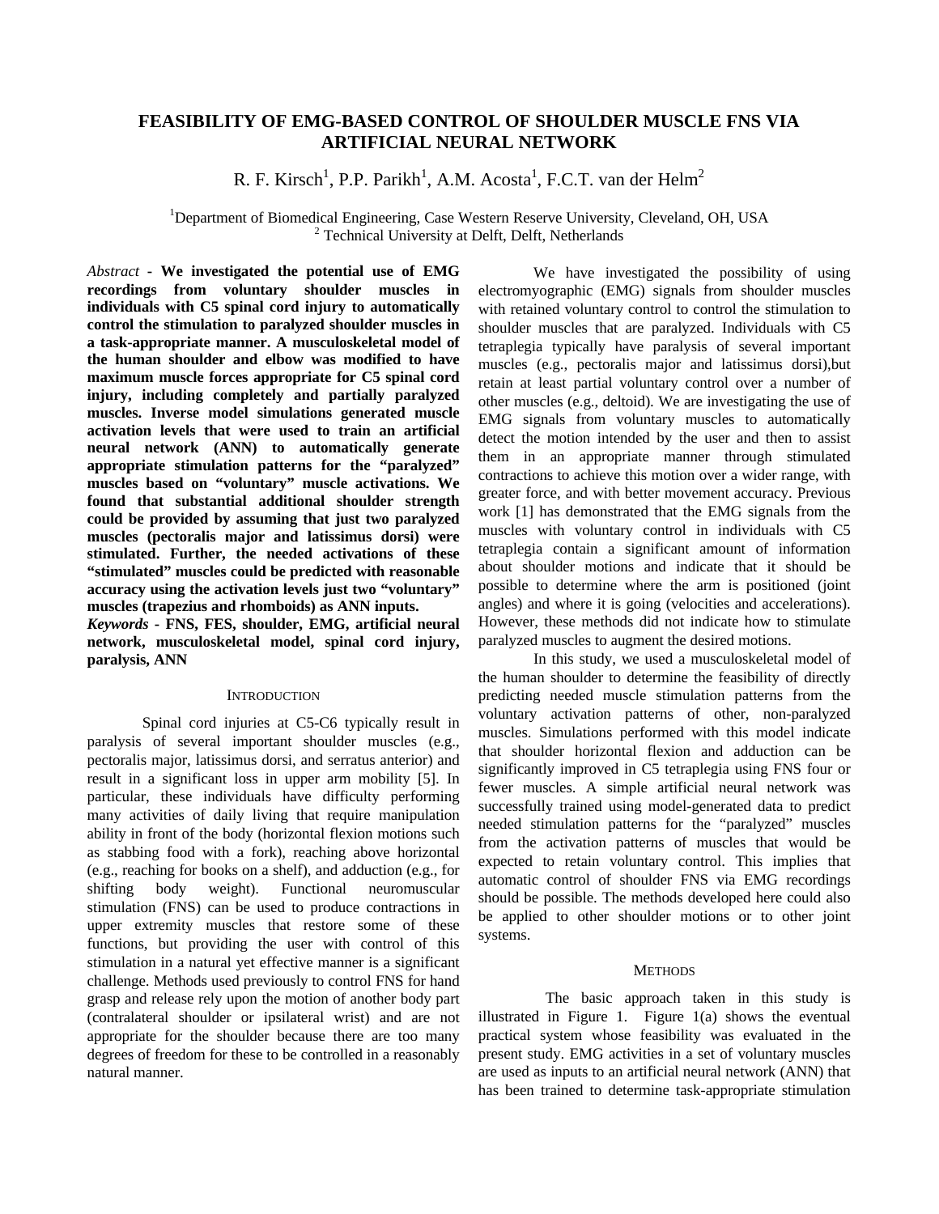# FEASIBILITY OF EMG-BASED CONTROL OF SHOULDER MUSCLE FNS VIA ARTIFICIAL NEURAL NETWORK

R. F. Kirsch[1], P.P. Parikh[1], A.M. Acosta[1], F.C.T. van der Helm[2]

[1]Department of Biomedical Engineering, Case Western Reserve University, Cleveland, OH, USA
[2] Technical University at Delft, Delft, Netherlands

*Abstract* - **We investigated the potential use of EMG recordings from voluntary shoulder muscles in individuals with C5 spinal cord injury to automatically control the stimulation to paralyzed shoulder muscles in a task-appropriate manner. A musculoskeletal model of the human shoulder and elbow was modified to have maximum muscle forces appropriate for C5 spinal cord injury, including completely and partially paralyzed muscles. Inverse model simulations generated muscle activation levels that were used to train an artificial neural network (ANN) to automatically generate appropriate stimulation patterns for the "paralyzed" muscles based on "voluntary" muscle activations. We found that substantial additional shoulder strength could be provided by assuming that just two paralyzed muscles (pectoralis major and latissimus dorsi) were stimulated. Further, the needed activations of these "stimulated" muscles could be predicted with reasonable accuracy using the activation levels just two "voluntary" muscles (trapezius and rhomboids) as ANN inputs.**

*Keywords* - **FNS, FES, shoulder, EMG, artificial neural network, musculoskeletal model, spinal cord injury, paralysis, ANN**

## INTRODUCTION

Spinal cord injuries at C5-C6 typically result in paralysis of several important shoulder muscles (e.g., pectoralis major, latissimus dorsi, and serratus anterior) and result in a significant loss in upper arm mobility [5]. In particular, these individuals have difficulty performing many activities of daily living that require manipulation ability in front of the body (horizontal flexion motions such as stabbing food with a fork), reaching above horizontal (e.g., reaching for books on a shelf), and adduction (e.g., for shifting body weight). Functional neuromuscular stimulation (FNS) can be used to produce contractions in upper extremity muscles that restore some of these functions, but providing the user with control of this stimulation in a natural yet effective manner is a significant challenge. Methods used previously to control FNS for hand grasp and release rely upon the motion of another body part (contralateral shoulder or ipsilateral wrist) and are not appropriate for the shoulder because there are too many degrees of freedom for these to be controlled in a reasonably natural manner.

We have investigated the possibility of using electromyographic (EMG) signals from shoulder muscles with retained voluntary control to control the stimulation to shoulder muscles that are paralyzed. Individuals with C5 tetraplegia typically have paralysis of several important muscles (e.g., pectoralis major and latissimus dorsi),but retain at least partial voluntary control over a number of other muscles (e.g., deltoid). We are investigating the use of EMG signals from voluntary muscles to automatically detect the motion intended by the user and then to assist them in an appropriate manner through stimulated contractions to achieve this motion over a wider range, with greater force, and with better movement accuracy. Previous work [1] has demonstrated that the EMG signals from the muscles with voluntary control in individuals with C5 tetraplegia contain a significant amount of information about shoulder motions and indicate that it should be possible to determine where the arm is positioned (joint angles) and where it is going (velocities and accelerations). However, these methods did not indicate how to stimulate paralyzed muscles to augment the desired motions.

In this study, we used a musculoskeletal model of the human shoulder to determine the feasibility of directly predicting needed muscle stimulation patterns from the voluntary activation patterns of other, non-paralyzed muscles. Simulations performed with this model indicate that shoulder horizontal flexion and adduction can be significantly improved in C5 tetraplegia using FNS four or fewer muscles. A simple artificial neural network was successfully trained using model-generated data to predict needed stimulation patterns for the "paralyzed" muscles from the activation patterns of muscles that would be expected to retain voluntary control. This implies that automatic control of shoulder FNS via EMG recordings should be possible. The methods developed here could also be applied to other shoulder motions or to other joint systems.

## METHODS

The basic approach taken in this study is illustrated in Figure 1. Figure 1(a) shows the eventual practical system whose feasibility was evaluated in the present study. EMG activities in a set of voluntary muscles are used as inputs to an artificial neural network (ANN) that has been trained to determine task-appropriate stimulation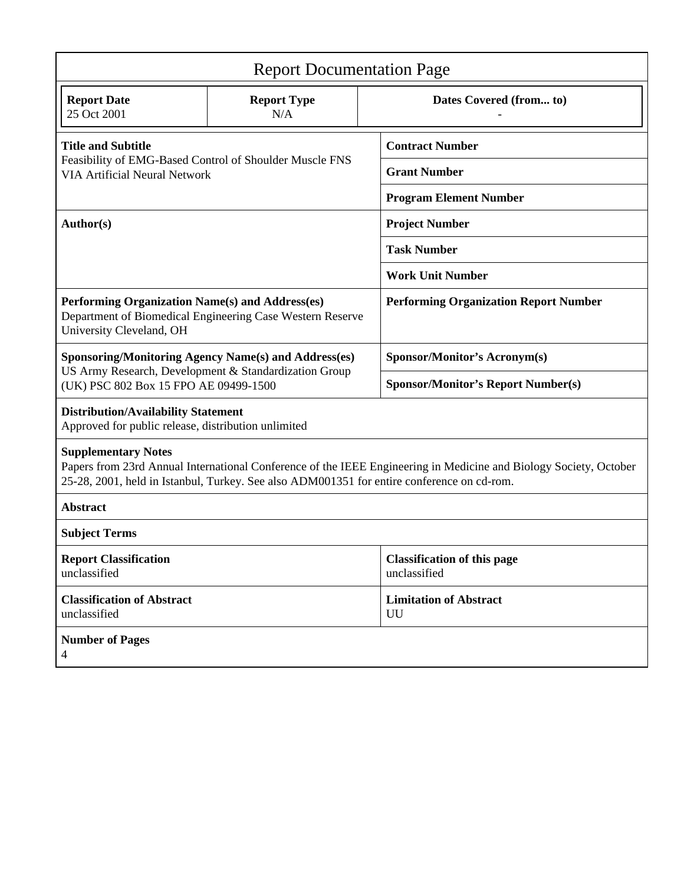# Report Documentation Page

| Report Date | Report Type | Dates Covered (from... to) |
|---|---|---|
| 25 Oct 2001 | N/A | - |

| | |
|---|---|
| **Title and Subtitle**<br>Feasibility of EMG-Based Control of Shoulder Muscle FNS VIA Artificial Neural Network | **Contract Number** |
| | **Grant Number** |
| | **Program Element Number** |
| **Author(s)** | **Project Number** |
| | **Task Number** |
| | **Work Unit Number** |
| **Performing Organization Name(s) and Address(es)**<br>Department of Biomedical Engineering Case Western Reserve University Cleveland, OH | **Performing Organization Report Number** |
| **Sponsoring/Monitoring Agency Name(s) and Address(es)**<br>US Army Research, Development & Standardization Group (UK) PSC 802 Box 15 FPO AE 09499-1500 | **Sponsor/Monitor's Acronym(s)** |
| | **Sponsor/Monitor's Report Number(s)** |

**Distribution/Availability Statement**
Approved for public release, distribution unlimited

**Supplementary Notes**
Papers from 23rd Annual International Conference of the IEEE Engineering in Medicine and Biology Society, October 25-28, 2001, held in Istanbul, Turkey. See also ADM001351 for entire conference on cd-rom.

**Abstract**

**Subject Terms**

| | |
|---|---|
| **Report Classification**<br>unclassified | **Classification of this page**<br>unclassified |
| **Classification of Abstract**<br>unclassified | **Limitation of Abstract**<br>UU |

**Number of Pages**
4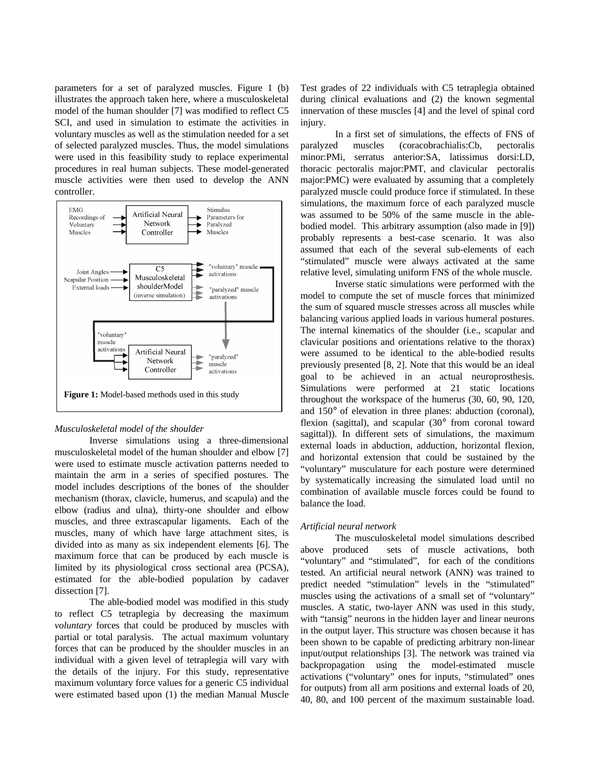parameters for a set of paralyzed muscles. Figure 1 (b) illustrates the approach taken here, where a musculoskeletal model of the human shoulder [7] was modified to reflect C5 SCI, and used in simulation to estimate the activities in voluntary muscles as well as the stimulation needed for a set of selected paralyzed muscles. Thus, the model simulations were used in this feasibility study to replace experimental procedures in real human subjects. These model-generated muscle activities were then used to develop the ANN controller.

EMG Recordings of Voluntary Muscles → Artificial Neural Network Controller → Stimulus Parameters for Paralyzed Muscles

Joint Angles, Scapular Position, External loads → C5 Musculoskeletal shoulderModel (inverse simulation) → "voluntary" muscle activations, "paralyzed" muscle activations

"voluntary" muscle activations → Artificial Neural Network Controller → "paralyzed" muscle activations

**Figure 1:** Model-based methods used in this study

*Musculoskeletal model of the shoulder*

Inverse simulations using a three-dimensional musculoskeletal model of the human shoulder and elbow [7] were used to estimate muscle activation patterns needed to maintain the arm in a series of specified postures. The model includes descriptions of the bones of the shoulder mechanism (thorax, clavicle, humerus, and scapula) and the elbow (radius and ulna), thirty-one shoulder and elbow muscles, and three extrascapular ligaments. Each of the muscles, many of which have large attachment sites, is divided into as many as six independent elements [6]. The maximum force that can be produced by each muscle is limited by its physiological cross sectional area (PCSA), estimated for the able-bodied population by cadaver dissection [7].

The able-bodied model was modified in this study to reflect C5 tetraplegia by decreasing the maximum *voluntary* forces that could be produced by muscles with partial or total paralysis. The actual maximum voluntary forces that can be produced by the shoulder muscles in an individual with a given level of tetraplegia will vary with the details of the injury. For this study, representative maximum voluntary force values for a generic C5 individual were estimated based upon (1) the median Manual Muscle Test grades of 22 individuals with C5 tetraplegia obtained during clinical evaluations and (2) the known segmental innervation of these muscles [4] and the level of spinal cord injury.

In a first set of simulations, the effects of FNS of paralyzed muscles (coracobrachialis:Cb, pectoralis minor:PMi, serratus anterior:SA, latissimus dorsi:LD, thoracic pectoralis major:PMT, and clavicular pectoralis major:PMC) were evaluated by assuming that a completely paralyzed muscle could produce force if stimulated. In these simulations, the maximum force of each paralyzed muscle was assumed to be 50% of the same muscle in the able-bodied model. This arbitrary assumption (also made in [9]) probably represents a best-case scenario. It was also assumed that each of the several sub-elements of each "stimulated" muscle were always activated at the same relative level, simulating uniform FNS of the whole muscle.

Inverse static simulations were performed with the model to compute the set of muscle forces that minimized the sum of squared muscle stresses across all muscles while balancing various applied loads in various humeral postures. The internal kinematics of the shoulder (i.e., scapular and clavicular positions and orientations relative to the thorax) were assumed to be identical to the able-bodied results previously presented [8, 2]. Note that this would be an ideal goal to be achieved in an actual neuroprosthesis. Simulations were performed at 21 static locations throughout the workspace of the humerus (30, 60, 90, 120, and 150° of elevation in three planes: abduction (coronal), flexion (sagittal), and scapular (30° from coronal toward sagittal)). In different sets of simulations, the maximum external loads in abduction, adduction, horizontal flexion, and horizontal extension that could be sustained by the "voluntary" musculature for each posture were determined by systematically increasing the simulated load until no combination of available muscle forces could be found to balance the load.

*Artificial neural network*

The musculoskeletal model simulations described above produced sets of muscle activations, both "voluntary" and "stimulated", for each of the conditions tested. An artificial neural network (ANN) was trained to predict needed "stimulation" levels in the "stimulated" muscles using the activations of a small set of "voluntary" muscles. A static, two-layer ANN was used in this study, with "tansig" neurons in the hidden layer and linear neurons in the output layer. This structure was chosen because it has been shown to be capable of predicting arbitrary non-linear input/output relationships [3]. The network was trained via backpropagation using the model-estimated muscle activations ("voluntary" ones for inputs, "stimulated" ones for outputs) from all arm positions and external loads of 20, 40, 80, and 100 percent of the maximum sustainable load.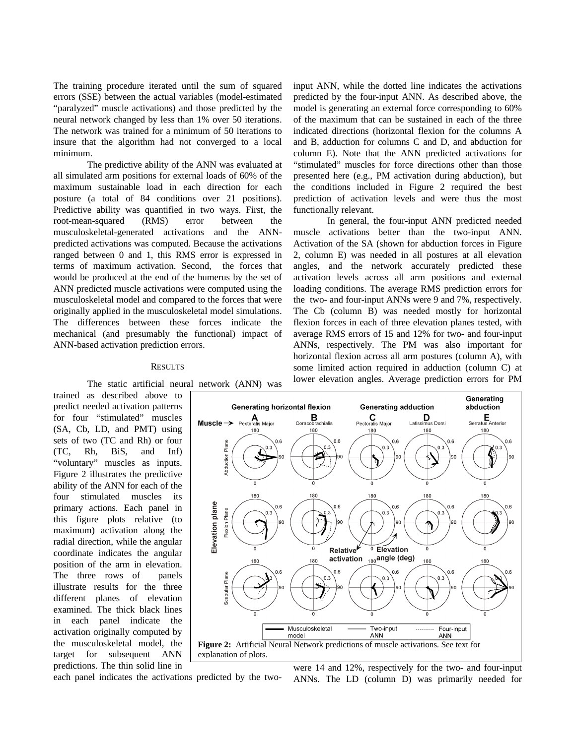The training procedure iterated until the sum of squared errors (SSE) between the actual variables (model-estimated "paralyzed" muscle activations) and those predicted by the neural network changed by less than 1% over 50 iterations. The network was trained for a minimum of 50 iterations to insure that the algorithm had not converged to a local minimum.

The predictive ability of the ANN was evaluated at all simulated arm positions for external loads of 60% of the maximum sustainable load in each direction for each posture (a total of 84 conditions over 21 positions). Predictive ability was quantified in two ways. First, the root-mean-squared (RMS) error between the musculoskeletal-generated activations and the ANN-predicted activations was computed. Because the activations ranged between 0 and 1, this RMS error is expressed in terms of maximum activation. Second, the forces that would be produced at the end of the humerus by the set of ANN predicted muscle activations were computed using the musculoskeletal model and compared to the forces that were originally applied in the musculoskeletal model simulations. The differences between these forces indicate the mechanical (and presumably the functional) impact of ANN-based activation prediction errors.

## RESULTS

The static artificial neural network (ANN) was trained as described above to predict needed activation patterns for four "stimulated" muscles (SA, Cb, LD, and PMT) using sets of two (TC and Rh) or four (TC, Rh, BiS, and Inf) "voluntary" muscles as inputs. Figure 2 illustrates the predictive ability of the ANN for each of the four stimulated muscles its primary actions. Each panel in this figure plots relative (to maximum) activation along the radial direction, while the angular coordinate indicates the angular position of the arm in elevation. The three rows of panels illustrate results for the three different planes of elevation examined. The thick black lines in each panel indicate the activation originally computed by the musculoskeletal model, the target for subsequent ANN predictions. The thin solid line in each panel indicates the activations predicted by the two-input ANN, while the dotted line indicates the activations predicted by the four-input ANN. As described above, the model is generating an external force corresponding to 60% of the maximum that can be sustained in each of the three indicated directions (horizontal flexion for the columns A and B, adduction for columns C and D, and abduction for column E). Note that the ANN predicted activations for "stimulated" muscles for force directions other than those presented here (e.g., PM activation during abduction), but the conditions included in Figure 2 required the best prediction of activation levels and were thus the most functionally relevant.

In general, the four-input ANN predicted needed muscle activations better than the two-input ANN. Activation of the SA (shown for abduction forces in Figure 2, column E) was needed in all postures at all elevation angles, and the network accurately predicted these activation levels across all arm positions and external loading conditions. The average RMS prediction errors for the two- and four-input ANNs were 9 and 7%, respectively. The Cb (column B) was needed mostly for horizontal flexion forces in each of three elevation planes tested, with average RMS errors of 15 and 12% for two- and four-input ANNs, respectively. The PM was also important for horizontal flexion across all arm postures (column A), with some limited action required in adduction (column C) at lower elevation angles. Average prediction errors for PM were 14 and 12%, respectively for the two- and four-input ANNs. The LD (column D) was primarily needed for

**Figure 2:** Artificial Neural Network predictions of muscle activations. See text for explanation of plots.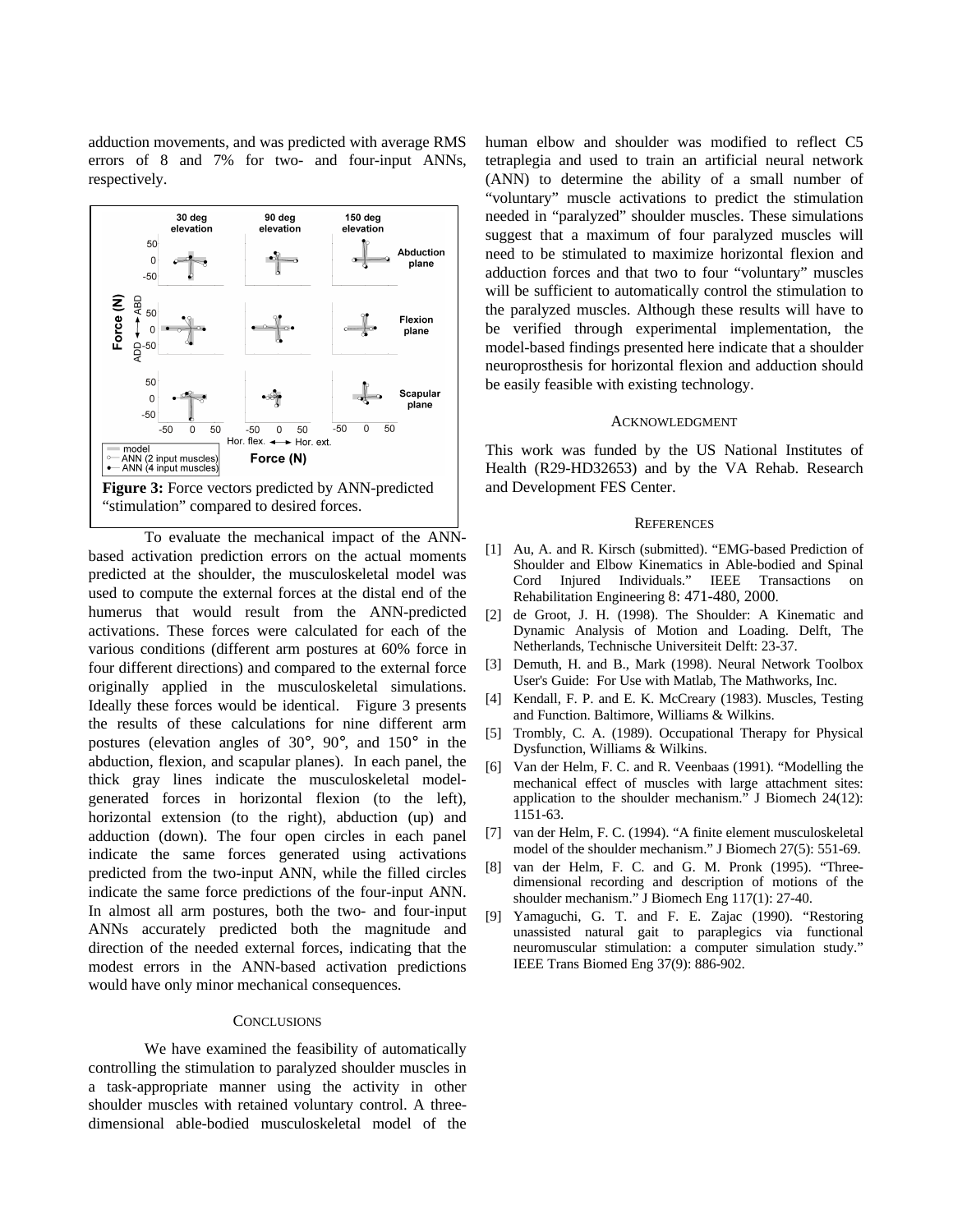adduction movements, and was predicted with average RMS errors of 8 and 7% for two- and four-input ANNs, respectively.

30 deg elevation
90 deg elevation
150 deg elevation
Abduction plane
Flexion plane
Scapular plane
Force (N)
ADD ← → ABD
50
0
-50
-50 0 50
Hor. flex. ← → Hor. ext.
Force (N)
model
ANN (2 input muscles)
ANN (4 input muscles)

**Figure 3:** Force vectors predicted by ANN-predicted "stimulation" compared to desired forces.

To evaluate the mechanical impact of the ANN-based activation prediction errors on the actual moments predicted at the shoulder, the musculoskeletal model was used to compute the external forces at the distal end of the humerus that would result from the ANN-predicted activations. These forces were calculated for each of the various conditions (different arm postures at 60% force in four different directions) and compared to the external force originally applied in the musculoskeletal simulations. Ideally these forces would be identical. Figure 3 presents the results of these calculations for nine different arm postures (elevation angles of 30°, 90°, and 150° in the abduction, flexion, and scapular planes). In each panel, the thick gray lines indicate the musculoskeletal model-generated forces in horizontal flexion (to the left), horizontal extension (to the right), abduction (up) and adduction (down). The four open circles in each panel indicate the same forces generated using activations predicted from the two-input ANN, while the filled circles indicate the same force predictions of the four-input ANN. In almost all arm postures, both the two- and four-input ANNs accurately predicted both the magnitude and direction of the needed external forces, indicating that the modest errors in the ANN-based activation predictions would have only minor mechanical consequences.

## Conclusions

We have examined the feasibility of automatically controlling the stimulation to paralyzed shoulder muscles in a task-appropriate manner using the activity in other shoulder muscles with retained voluntary control. A three-dimensional able-bodied musculoskeletal model of the human elbow and shoulder was modified to reflect C5 tetraplegia and used to train an artificial neural network (ANN) to determine the ability of a small number of "voluntary" muscle activations to predict the stimulation needed in "paralyzed" shoulder muscles. These simulations suggest that a maximum of four paralyzed muscles will need to be stimulated to maximize horizontal flexion and adduction forces and that two to four "voluntary" muscles will be sufficient to automatically control the stimulation to the paralyzed muscles. Although these results will have to be verified through experimental implementation, the model-based findings presented here indicate that a shoulder neuroprosthesis for horizontal flexion and adduction should be easily feasible with existing technology.

## Acknowledgment

This work was funded by the US National Institutes of Health (R29-HD32653) and by the VA Rehab. Research and Development FES Center.

## References

[1] Au, A. and R. Kirsch (submitted). "EMG-based Prediction of Shoulder and Elbow Kinematics in Able-bodied and Spinal Cord Injured Individuals." IEEE Transactions on Rehabilitation Engineering 8: 471-480, 2000.

[2] de Groot, J. H. (1998). The Shoulder: A Kinematic and Dynamic Analysis of Motion and Loading. Delft, The Netherlands, Technische Universiteit Delft: 23-37.

[3] Demuth, H. and B., Mark (1998). Neural Network Toolbox User's Guide: For Use with Matlab, The Mathworks, Inc.

[4] Kendall, F. P. and E. K. McCreary (1983). Muscles, Testing and Function. Baltimore, Williams & Wilkins.

[5] Trombly, C. A. (1989). Occupational Therapy for Physical Dysfunction, Williams & Wilkins.

[6] Van der Helm, F. C. and R. Veenbaas (1991). "Modelling the mechanical effect of muscles with large attachment sites: application to the shoulder mechanism." J Biomech 24(12): 1151-63.

[7] van der Helm, F. C. (1994). "A finite element musculoskeletal model of the shoulder mechanism." J Biomech 27(5): 551-69.

[8] van der Helm, F. C. and G. M. Pronk (1995). "Three-dimensional recording and description of motions of the shoulder mechanism." J Biomech Eng 117(1): 27-40.

[9] Yamaguchi, G. T. and F. E. Zajac (1990). "Restoring unassisted natural gait to paraplegics via functional neuromuscular stimulation: a computer simulation study." IEEE Trans Biomed Eng 37(9): 886-902.